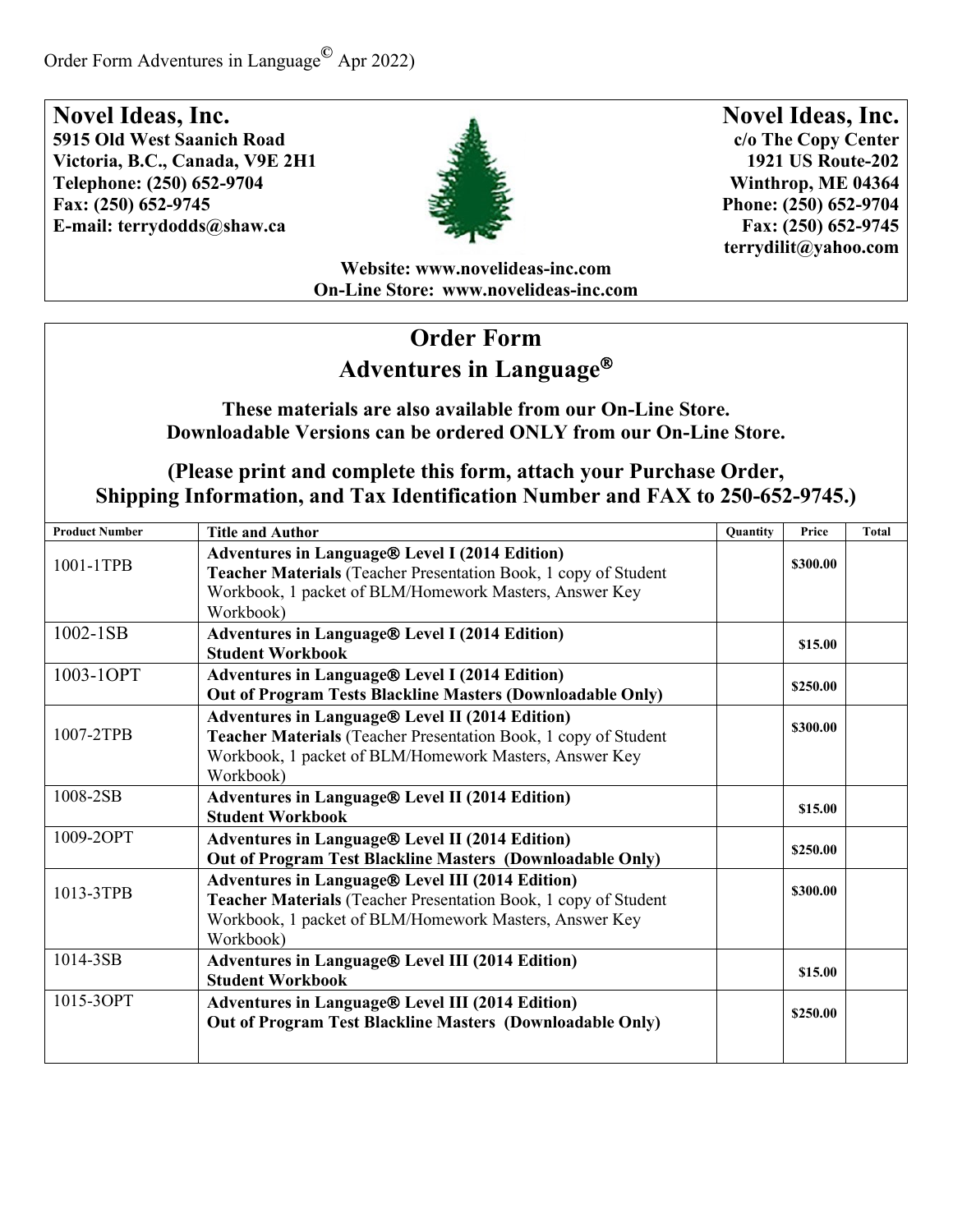Order Form Adventures in Language© Apr 2022)

**Novel Ideas, Inc.**
**5915 Old West Saanich Road**
**Victoria, B.C., Canada, V9E 2H1**
**Telephone: (250) 652-9704**
**Fax: (250) 652-9745**
**E-mail: terrydodds@shaw.ca**

**Novel Ideas, Inc.**
**c/o The Copy Center**
**1921 US Route-202**
**Winthrop, ME 04364**
**Phone: (250) 652-9704**
**Fax: (250) 652-9745**
**terrydilit@yahoo.com**

**Website: www.novelideas-inc.com**
**On-Line Store: www.novelideas-inc.com**

# Order Form
# Adventures in Language®

**These materials are also available from our On-Line Store.**
**Downloadable Versions can be ordered ONLY from our On-Line Store.**

**(Please print and complete this form, attach your Purchase Order, Shipping Information, and Tax Identification Number and FAX to 250-652-9745.)**

| Product Number | Title and Author | Quantity | Price | Total |
|---|---|---|---|---|
| 1001-1TPB | **Adventures in Language® Level I (2014 Edition)** **Teacher Materials** (Teacher Presentation Book, 1 copy of Student Workbook, 1 packet of BLM/Homework Masters, Answer Key Workbook) | | **$300.00** | |
| 1002-1SB | **Adventures in Language® Level I (2014 Edition)** **Student Workbook** | | **$15.00** | |
| 1003-1OPT | **Adventures in Language® Level I (2014 Edition)** **Out of Program Tests Blackline Masters (Downloadable Only)** | | **$250.00** | |
| 1007-2TPB | **Adventures in Language® Level II (2014 Edition)** **Teacher Materials** (Teacher Presentation Book, 1 copy of Student Workbook, 1 packet of BLM/Homework Masters, Answer Key Workbook) | | **$300.00** | |
| 1008-2SB | **Adventures in Language® Level II (2014 Edition)** **Student Workbook** | | **$15.00** | |
| 1009-2OPT | **Adventures in Language® Level II (2014 Edition)** **Out of Program Test Blackline Masters (Downloadable Only)** | | **$250.00** | |
| 1013-3TPB | **Adventures in Language® Level III (2014 Edition)** **Teacher Materials** (Teacher Presentation Book, 1 copy of Student Workbook, 1 packet of BLM/Homework Masters, Answer Key Workbook) | | **$300.00** | |
| 1014-3SB | **Adventures in Language® Level III (2014 Edition)** **Student Workbook** | | **$15.00** | |
| 1015-3OPT | **Adventures in Language® Level III (2014 Edition)** **Out of Program Test Blackline Masters (Downloadable Only)** | | **$250.00** | |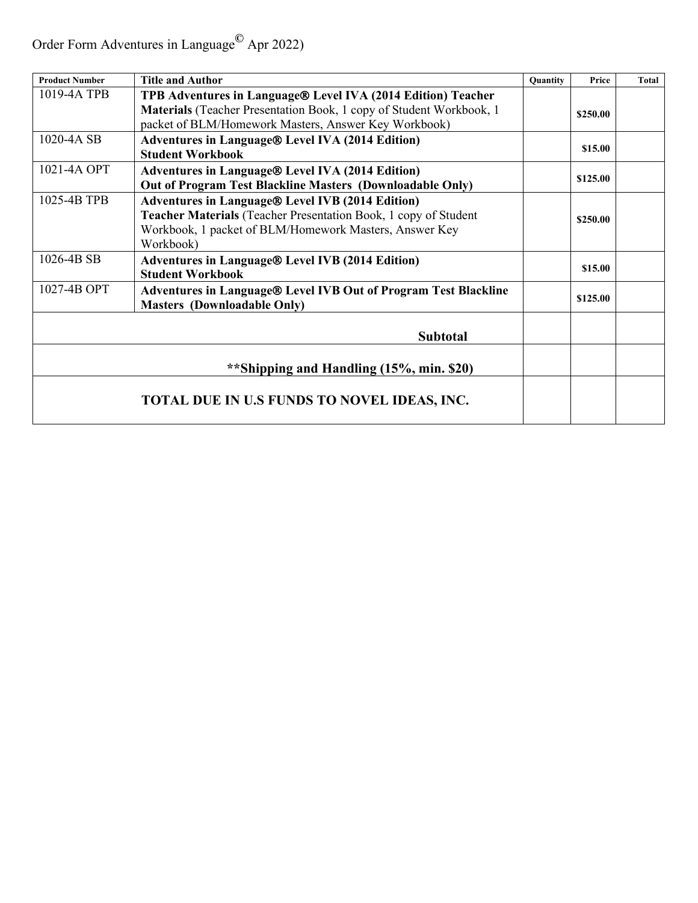Order Form Adventures in Language© Apr 2022)

| Product Number | Title and Author | Quantity | Price | Total |
|---|---|---|---|---|
| 1019-4A TPB | **TPB Adventures in Language® Level IVA (2014 Edition) Teacher Materials** (Teacher Presentation Book, 1 copy of Student Workbook, 1 packet of BLM/Homework Masters, Answer Key Workbook) | | $250.00 | |
| 1020-4A SB | **Adventures in Language® Level IVA (2014 Edition) Student Workbook** | | $15.00 | |
| 1021-4A OPT | **Adventures in Language® Level IVA (2014 Edition) Out of Program Test Blackline Masters (Downloadable Only)** | | $125.00 | |
| 1025-4B TPB | **Adventures in Language® Level IVB (2014 Edition) Teacher Materials** (Teacher Presentation Book, 1 copy of Student Workbook, 1 packet of BLM/Homework Masters, Answer Key Workbook) | | $250.00 | |
| 1026-4B SB | **Adventures in Language® Level IVB (2014 Edition) Student Workbook** | | $15.00 | |
| 1027-4B OPT | **Adventures in Language® Level IVB Out of Program Test Blackline Masters (Downloadable Only)** | | $125.00 | |
| | **Subtotal** | | | |
| | **\*\*Shipping and Handling (15%, min. $20)** | | | |
| | **TOTAL DUE IN U.S FUNDS TO NOVEL IDEAS, INC.** | | | |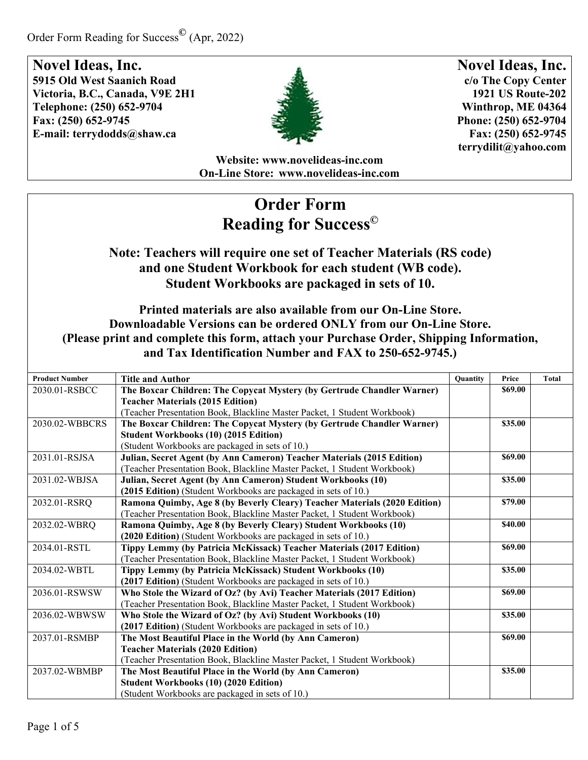Order Form Reading for Success© (Apr, 2022)

**Novel Ideas, Inc.**
**5915 Old West Saanich Road**
**Victoria, B.C., Canada, V9E 2H1**
**Telephone: (250) 652-9704**
**Fax: (250) 652-9745**
**E-mail: terrydodds@shaw.ca**

**Novel Ideas, Inc.**
**c/o The Copy Center**
**1921 US Route-202**
**Winthrop, ME 04364**
**Phone: (250) 652-9704**
**Fax: (250) 652-9745**
**terrydilit@yahoo.com**

**Website: www.novelideas-inc.com**
**On-Line Store: www.novelideas-inc.com**

# Order Form
# Reading for Success©

**Note: Teachers will require one set of Teacher Materials (RS code) and one Student Workbook for each student (WB code). Student Workbooks are packaged in sets of 10.**

**Printed materials are also available from our On-Line Store. Downloadable Versions can be ordered ONLY from our On-Line Store. (Please print and complete this form, attach your Purchase Order, Shipping Information, and Tax Identification Number and FAX to 250-652-9745.)**

| Product Number | Title and Author | Quantity | Price | Total |
|---|---|---|---|---|
| 2030.01-RSBCC | **The Boxcar Children: The Copycat Mystery (by Gertrude Chandler Warner) Teacher Materials (2015 Edition)** (Teacher Presentation Book, Blackline Master Packet, 1 Student Workbook) | | **$69.00** | |
| 2030.02-WBBCRS | **The Boxcar Children: The Copycat Mystery (by Gertrude Chandler Warner) Student Workbooks (10) (2015 Edition)** (Student Workbooks are packaged in sets of 10.) | | **$35.00** | |
| 2031.01-RSJSA | **Julian, Secret Agent (by Ann Cameron) Teacher Materials (2015 Edition)** (Teacher Presentation Book, Blackline Master Packet, 1 Student Workbook) | | **$69.00** | |
| 2031.02-WBJSA | **Julian, Secret Agent (by Ann Cameron) Student Workbooks (10) (2015 Edition)** (Student Workbooks are packaged in sets of 10.) | | **$35.00** | |
| 2032.01-RSRQ | **Ramona Quimby, Age 8 (by Beverly Cleary) Teacher Materials (2020 Edition)** (Teacher Presentation Book, Blackline Master Packet, 1 Student Workbook) | | **$79.00** | |
| 2032.02-WBRQ | **Ramona Quimby, Age 8 (by Beverly Cleary) Student Workbooks (10) (2020 Edition)** (Student Workbooks are packaged in sets of 10.) | | **$40.00** | |
| 2034.01-RSTL | **Tippy Lemmy (by Patricia McKissack) Teacher Materials (2017 Edition)** (Teacher Presentation Book, Blackline Master Packet, 1 Student Workbook) | | **$69.00** | |
| 2034.02-WBTL | **Tippy Lemmy (by Patricia McKissack) Student Workbooks (10) (2017 Edition)** (Student Workbooks are packaged in sets of 10.) | | **$35.00** | |
| 2036.01-RSWSW | **Who Stole the Wizard of Oz? (by Avi) Teacher Materials (2017 Edition)** (Teacher Presentation Book, Blackline Master Packet, 1 Student Workbook) | | **$69.00** | |
| 2036.02-WBWSW | **Who Stole the Wizard of Oz? (by Avi) Student Workbooks (10) (2017 Edition)** (Student Workbooks are packaged in sets of 10.) | | **$35.00** | |
| 2037.01-RSMBP | **The Most Beautiful Place in the World (by Ann Cameron) Teacher Materials (2020 Edition)** (Teacher Presentation Book, Blackline Master Packet, 1 Student Workbook) | | **$69.00** | |
| 2037.02-WBMBP | **The Most Beautiful Place in the World (by Ann Cameron) Student Workbooks (10) (2020 Edition)** (Student Workbooks are packaged in sets of 10.) | | **$35.00** | |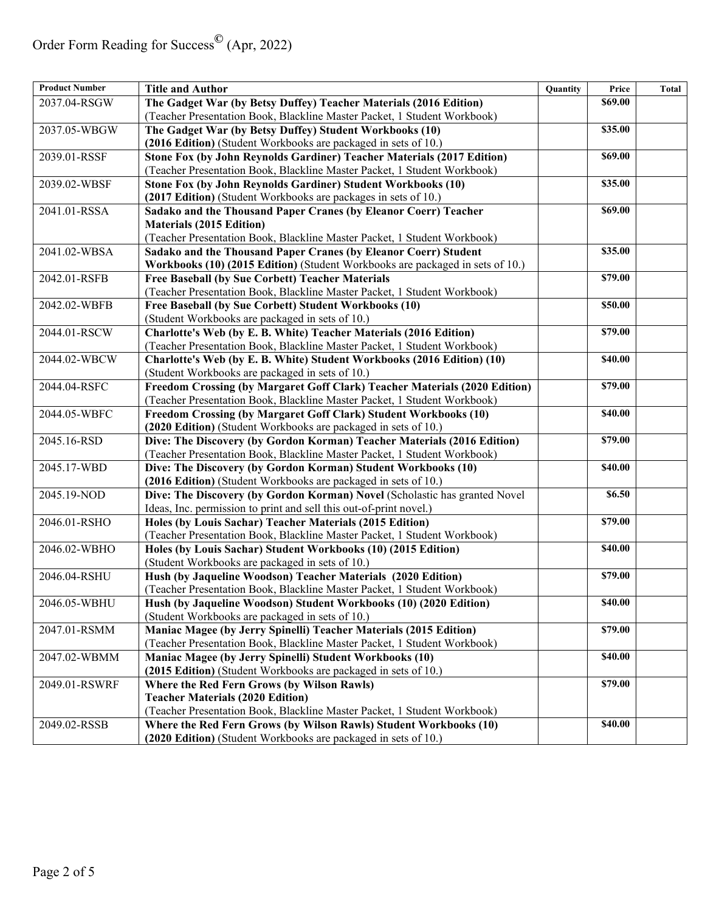Order Form Reading for Success© (Apr, 2022)

| Product Number | Title and Author | Quantity | Price | Total |
| --- | --- | --- | --- | --- |
| 2037.04-RSGW | **The Gadget War (by Betsy Duffey) Teacher Materials (2016 Edition)** (Teacher Presentation Book, Blackline Master Packet, 1 Student Workbook) | | **$69.00** | |
| 2037.05-WBGW | **The Gadget War (by Betsy Duffey) Student Workbooks (10) (2016 Edition)** (Student Workbooks are packaged in sets of 10.) | | **$35.00** | |
| 2039.01-RSSF | **Stone Fox (by John Reynolds Gardiner) Teacher Materials (2017 Edition)** (Teacher Presentation Book, Blackline Master Packet, 1 Student Workbook) | | **$69.00** | |
| 2039.02-WBSF | **Stone Fox (by John Reynolds Gardiner) Student Workbooks (10) (2017 Edition)** (Student Workbooks are packages in sets of 10.) | | **$35.00** | |
| 2041.01-RSSA | **Sadako and the Thousand Paper Cranes (by Eleanor Coerr) Teacher Materials (2015 Edition)** (Teacher Presentation Book, Blackline Master Packet, 1 Student Workbook) | | **$69.00** | |
| 2041.02-WBSA | **Sadako and the Thousand Paper Cranes (by Eleanor Coerr) Student Workbooks (10) (2015 Edition)** (Student Workbooks are packaged in sets of 10.) | | **$35.00** | |
| 2042.01-RSFB | **Free Baseball (by Sue Corbett) Teacher Materials** (Teacher Presentation Book, Blackline Master Packet, 1 Student Workbook) | | **$79.00** | |
| 2042.02-WBFB | **Free Baseball (by Sue Corbett) Student Workbooks (10)** (Student Workbooks are packaged in sets of 10.) | | **$50.00** | |
| 2044.01-RSCW | **Charlotte's Web (by E. B. White) Teacher Materials (2016 Edition)** (Teacher Presentation Book, Blackline Master Packet, 1 Student Workbook) | | **$79.00** | |
| 2044.02-WBCW | **Charlotte's Web (by E. B. White) Student Workbooks (2016 Edition) (10)** (Student Workbooks are packaged in sets of 10.) | | **$40.00** | |
| 2044.04-RSFC | **Freedom Crossing (by Margaret Goff Clark) Teacher Materials (2020 Edition)** (Teacher Presentation Book, Blackline Master Packet, 1 Student Workbook) | | **$79.00** | |
| 2044.05-WBFC | **Freedom Crossing (by Margaret Goff Clark) Student Workbooks (10) (2020 Edition)** (Student Workbooks are packaged in sets of 10.) | | **$40.00** | |
| 2045.16-RSD | **Dive: The Discovery (by Gordon Korman) Teacher Materials (2016 Edition)** (Teacher Presentation Book, Blackline Master Packet, 1 Student Workbook) | | **$79.00** | |
| 2045.17-WBD | **Dive: The Discovery (by Gordon Korman) Student Workbooks (10) (2016 Edition)** (Student Workbooks are packaged in sets of 10.) | | **$40.00** | |
| 2045.19-NOD | **Dive: The Discovery (by Gordon Korman) Novel** (Scholastic has granted Novel Ideas, Inc. permission to print and sell this out-of-print novel.) | | **$6.50** | |
| 2046.01-RSHO | **Holes (by Louis Sachar) Teacher Materials (2015 Edition)** (Teacher Presentation Book, Blackline Master Packet, 1 Student Workbook) | | **$79.00** | |
| 2046.02-WBHO | **Holes (by Louis Sachar) Student Workbooks (10) (2015 Edition)** (Student Workbooks are packaged in sets of 10.) | | **$40.00** | |
| 2046.04-RSHU | **Hush (by Jaqueline Woodson) Teacher Materials (2020 Edition)** (Teacher Presentation Book, Blackline Master Packet, 1 Student Workbook) | | **$79.00** | |
| 2046.05-WBHU | **Hush (by Jaqueline Woodson) Student Workbooks (10) (2020 Edition)** (Student Workbooks are packaged in sets of 10.) | | **$40.00** | |
| 2047.01-RSMM | **Maniac Magee (by Jerry Spinelli) Teacher Materials (2015 Edition)** (Teacher Presentation Book, Blackline Master Packet, 1 Student Workbook) | | **$79.00** | |
| 2047.02-WBMM | **Maniac Magee (by Jerry Spinelli) Student Workbooks (10) (2015 Edition)** (Student Workbooks are packaged in sets of 10.) | | **$40.00** | |
| 2049.01-RSWRF | **Where the Red Fern Grows (by Wilson Rawls) Teacher Materials (2020 Edition)** (Teacher Presentation Book, Blackline Master Packet, 1 Student Workbook) | | **$79.00** | |
| 2049.02-RSSB | **Where the Red Fern Grows (by Wilson Rawls) Student Workbooks (10) (2020 Edition)** (Student Workbooks are packaged in sets of 10.) | | **$40.00** | |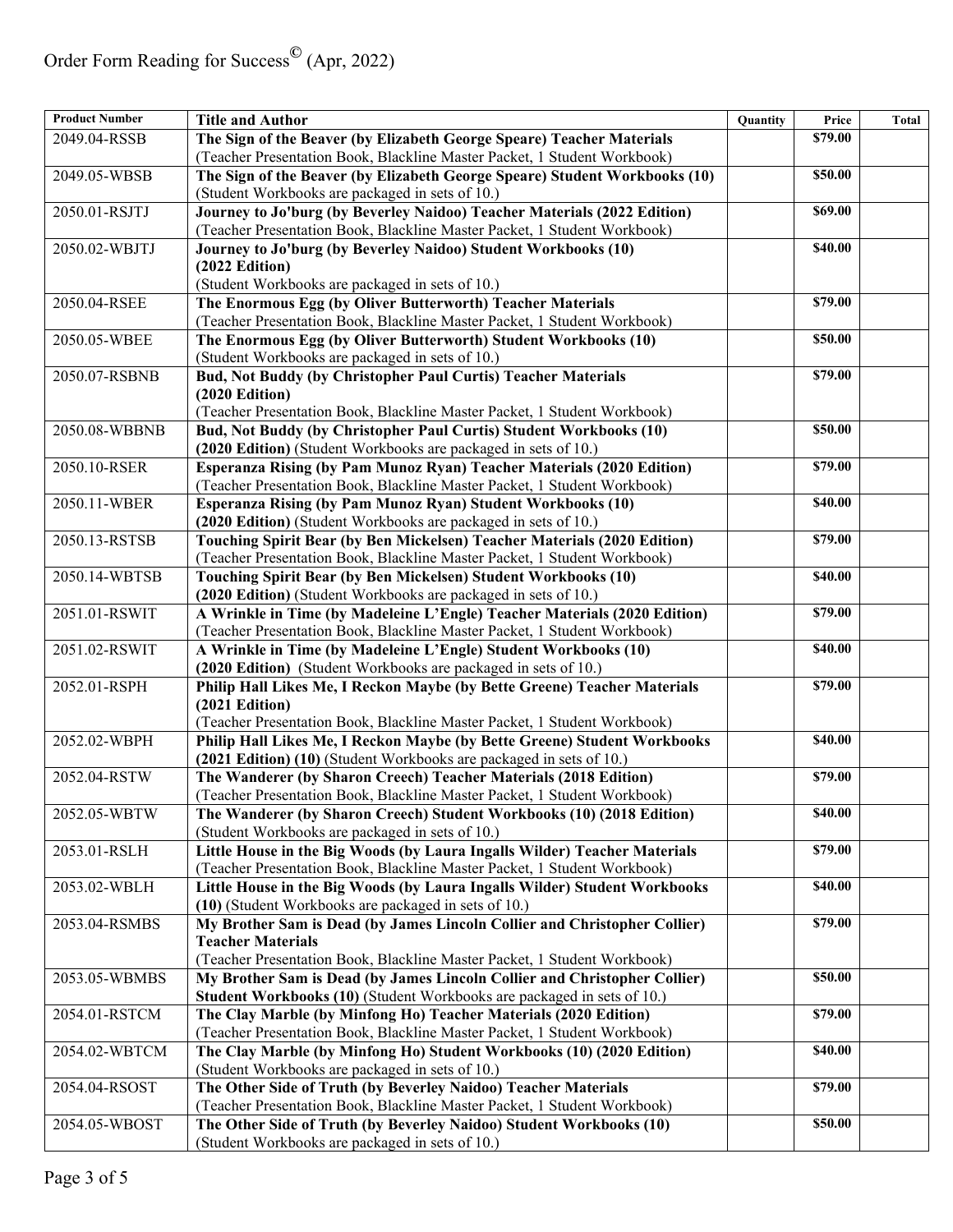# Order Form Reading for Success© (Apr, 2022)

| Product Number | Title and Author | Quantity | Price | Total |
|---|---|---|---|---|
| 2049.04-RSSB | **The Sign of the Beaver (by Elizabeth George Speare) Teacher Materials** (Teacher Presentation Book, Blackline Master Packet, 1 Student Workbook) | | **$79.00** | |
| 2049.05-WBSB | **The Sign of the Beaver (by Elizabeth George Speare) Student Workbooks (10)** (Student Workbooks are packaged in sets of 10.) | | **$50.00** | |
| 2050.01-RSJTJ | **Journey to Jo'burg (by Beverley Naidoo) Teacher Materials (2022 Edition)** (Teacher Presentation Book, Blackline Master Packet, 1 Student Workbook) | | **$69.00** | |
| 2050.02-WBJTJ | **Journey to Jo'burg (by Beverley Naidoo) Student Workbooks (10) (2022 Edition)** (Student Workbooks are packaged in sets of 10.) | | **$40.00** | |
| 2050.04-RSEE | **The Enormous Egg (by Oliver Butterworth) Teacher Materials** (Teacher Presentation Book, Blackline Master Packet, 1 Student Workbook) | | **$79.00** | |
| 2050.05-WBEE | **The Enormous Egg (by Oliver Butterworth) Student Workbooks (10)** (Student Workbooks are packaged in sets of 10.) | | **$50.00** | |
| 2050.07-RSBNB | **Bud, Not Buddy (by Christopher Paul Curtis) Teacher Materials (2020 Edition)** (Teacher Presentation Book, Blackline Master Packet, 1 Student Workbook) | | **$79.00** | |
| 2050.08-WBBNB | **Bud, Not Buddy (by Christopher Paul Curtis) Student Workbooks (10) (2020 Edition)** (Student Workbooks are packaged in sets of 10.) | | **$50.00** | |
| 2050.10-RSER | **Esperanza Rising (by Pam Munoz Ryan) Teacher Materials (2020 Edition)** (Teacher Presentation Book, Blackline Master Packet, 1 Student Workbook) | | **$79.00** | |
| 2050.11-WBER | **Esperanza Rising (by Pam Munoz Ryan) Student Workbooks (10) (2020 Edition)** (Student Workbooks are packaged in sets of 10.) | | **$40.00** | |
| 2050.13-RSTSB | **Touching Spirit Bear (by Ben Mickelsen) Teacher Materials (2020 Edition)** (Teacher Presentation Book, Blackline Master Packet, 1 Student Workbook) | | **$79.00** | |
| 2050.14-WBTSB | **Touching Spirit Bear (by Ben Mickelsen) Student Workbooks (10) (2020 Edition)** (Student Workbooks are packaged in sets of 10.) | | **$40.00** | |
| 2051.01-RSWIT | **A Wrinkle in Time (by Madeleine L'Engle) Teacher Materials (2020 Edition)** (Teacher Presentation Book, Blackline Master Packet, 1 Student Workbook) | | **$79.00** | |
| 2051.02-RSWIT | **A Wrinkle in Time (by Madeleine L'Engle) Student Workbooks (10) (2020 Edition)** (Student Workbooks are packaged in sets of 10.) | | **$40.00** | |
| 2052.01-RSPH | **Philip Hall Likes Me, I Reckon Maybe (by Bette Greene) Teacher Materials (2021 Edition)** (Teacher Presentation Book, Blackline Master Packet, 1 Student Workbook) | | **$79.00** | |
| 2052.02-WBPH | **Philip Hall Likes Me, I Reckon Maybe (by Bette Greene) Student Workbooks (2021 Edition) (10)** (Student Workbooks are packaged in sets of 10.) | | **$40.00** | |
| 2052.04-RSTW | **The Wanderer (by Sharon Creech) Teacher Materials (2018 Edition)** (Teacher Presentation Book, Blackline Master Packet, 1 Student Workbook) | | **$79.00** | |
| 2052.05-WBTW | **The Wanderer (by Sharon Creech) Student Workbooks (10) (2018 Edition)** (Student Workbooks are packaged in sets of 10.) | | **$40.00** | |
| 2053.01-RSLH | **Little House in the Big Woods (by Laura Ingalls Wilder) Teacher Materials** (Teacher Presentation Book, Blackline Master Packet, 1 Student Workbook) | | **$79.00** | |
| 2053.02-WBLH | **Little House in the Big Woods (by Laura Ingalls Wilder) Student Workbooks (10)** (Student Workbooks are packaged in sets of 10.) | | **$40.00** | |
| 2053.04-RSMBS | **My Brother Sam is Dead (by James Lincoln Collier and Christopher Collier) Teacher Materials** (Teacher Presentation Book, Blackline Master Packet, 1 Student Workbook) | | **$79.00** | |
| 2053.05-WBMBS | **My Brother Sam is Dead (by James Lincoln Collier and Christopher Collier) Student Workbooks (10)** (Student Workbooks are packaged in sets of 10.) | | **$50.00** | |
| 2054.01-RSTCM | **The Clay Marble (by Minfong Ho) Teacher Materials (2020 Edition)** (Teacher Presentation Book, Blackline Master Packet, 1 Student Workbook) | | **$79.00** | |
| 2054.02-WBTCM | **The Clay Marble (by Minfong Ho) Student Workbooks (10) (2020 Edition)** (Student Workbooks are packaged in sets of 10.) | | **$40.00** | |
| 2054.04-RSOST | **The Other Side of Truth (by Beverley Naidoo) Teacher Materials** (Teacher Presentation Book, Blackline Master Packet, 1 Student Workbook) | | **$79.00** | |
| 2054.05-WBOST | **The Other Side of Truth (by Beverley Naidoo) Student Workbooks (10)** (Student Workbooks are packaged in sets of 10.) | | **$50.00** | |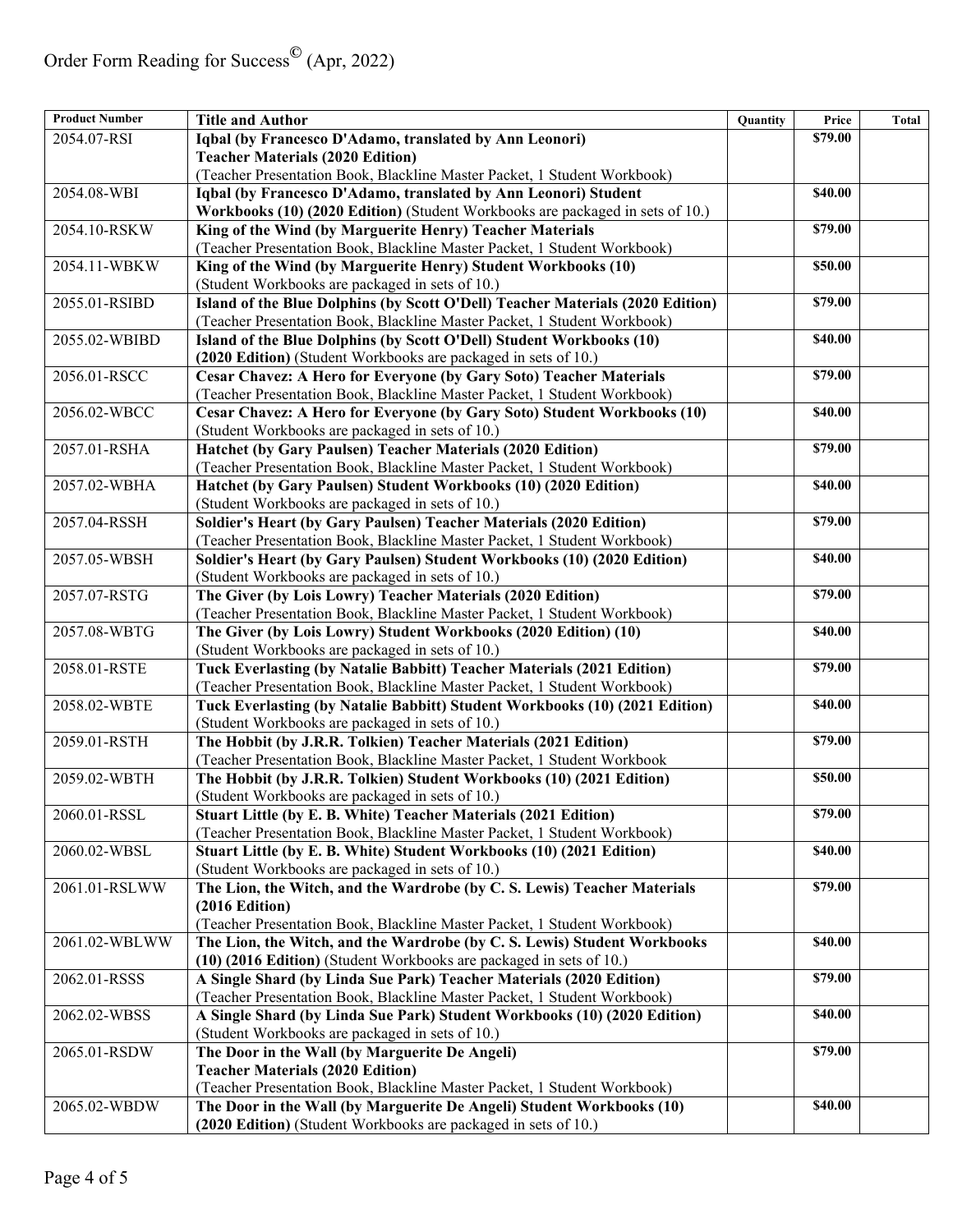Order Form Reading for Success© (Apr, 2022)

| Product Number | Title and Author | Quantity | Price | Total |
|---|---|---|---|---|
| 2054.07-RSI | **Iqbal (by Francesco D'Adamo, translated by Ann Leonori) Teacher Materials (2020 Edition)** (Teacher Presentation Book, Blackline Master Packet, 1 Student Workbook) | | **$79.00** | |
| 2054.08-WBI | **Iqbal (by Francesco D'Adamo, translated by Ann Leonori) Student Workbooks (10) (2020 Edition)** (Student Workbooks are packaged in sets of 10.) | | **$40.00** | |
| 2054.10-RSKW | **King of the Wind (by Marguerite Henry) Teacher Materials** (Teacher Presentation Book, Blackline Master Packet, 1 Student Workbook) | | **$79.00** | |
| 2054.11-WBKW | **King of the Wind (by Marguerite Henry) Student Workbooks (10)** (Student Workbooks are packaged in sets of 10.) | | **$50.00** | |
| 2055.01-RSIBD | **Island of the Blue Dolphins (by Scott O'Dell) Teacher Materials (2020 Edition)** (Teacher Presentation Book, Blackline Master Packet, 1 Student Workbook) | | **$79.00** | |
| 2055.02-WBIBD | **Island of the Blue Dolphins (by Scott O'Dell) Student Workbooks (10) (2020 Edition)** (Student Workbooks are packaged in sets of 10.) | | **$40.00** | |
| 2056.01-RSCC | **Cesar Chavez: A Hero for Everyone (by Gary Soto) Teacher Materials** (Teacher Presentation Book, Blackline Master Packet, 1 Student Workbook) | | **$79.00** | |
| 2056.02-WBCC | **Cesar Chavez: A Hero for Everyone (by Gary Soto) Student Workbooks (10)** (Student Workbooks are packaged in sets of 10.) | | **$40.00** | |
| 2057.01-RSHA | **Hatchet (by Gary Paulsen) Teacher Materials (2020 Edition)** (Teacher Presentation Book, Blackline Master Packet, 1 Student Workbook) | | **$79.00** | |
| 2057.02-WBHA | **Hatchet (by Gary Paulsen) Student Workbooks (10) (2020 Edition)** (Student Workbooks are packaged in sets of 10.) | | **$40.00** | |
| 2057.04-RSSH | **Soldier's Heart (by Gary Paulsen) Teacher Materials (2020 Edition)** (Teacher Presentation Book, Blackline Master Packet, 1 Student Workbook) | | **$79.00** | |
| 2057.05-WBSH | **Soldier's Heart (by Gary Paulsen) Student Workbooks (10) (2020 Edition)** (Student Workbooks are packaged in sets of 10.) | | **$40.00** | |
| 2057.07-RSTG | **The Giver (by Lois Lowry) Teacher Materials (2020 Edition)** (Teacher Presentation Book, Blackline Master Packet, 1 Student Workbook) | | **$79.00** | |
| 2057.08-WBTG | **The Giver (by Lois Lowry) Student Workbooks (2020 Edition) (10)** (Student Workbooks are packaged in sets of 10.) | | **$40.00** | |
| 2058.01-RSTE | **Tuck Everlasting (by Natalie Babbitt) Teacher Materials (2021 Edition)** (Teacher Presentation Book, Blackline Master Packet, 1 Student Workbook) | | **$79.00** | |
| 2058.02-WBTE | **Tuck Everlasting (by Natalie Babbitt) Student Workbooks (10) (2021 Edition)** (Student Workbooks are packaged in sets of 10.) | | **$40.00** | |
| 2059.01-RSTH | **The Hobbit (by J.R.R. Tolkien) Teacher Materials (2021 Edition)** (Teacher Presentation Book, Blackline Master Packet, 1 Student Workbook | | **$79.00** | |
| 2059.02-WBTH | **The Hobbit (by J.R.R. Tolkien) Student Workbooks (10) (2021 Edition)** (Student Workbooks are packaged in sets of 10.) | | **$50.00** | |
| 2060.01-RSSL | **Stuart Little (by E. B. White) Teacher Materials (2021 Edition)** (Teacher Presentation Book, Blackline Master Packet, 1 Student Workbook) | | **$79.00** | |
| 2060.02-WBSL | **Stuart Little (by E. B. White) Student Workbooks (10) (2021 Edition)** (Student Workbooks are packaged in sets of 10.) | | **$40.00** | |
| 2061.01-RSLWW | **The Lion, the Witch, and the Wardrobe (by C. S. Lewis) Teacher Materials (2016 Edition)** (Teacher Presentation Book, Blackline Master Packet, 1 Student Workbook) | | **$79.00** | |
| 2061.02-WBLWW | **The Lion, the Witch, and the Wardrobe (by C. S. Lewis) Student Workbooks (10) (2016 Edition)** (Student Workbooks are packaged in sets of 10.) | | **$40.00** | |
| 2062.01-RSSS | **A Single Shard (by Linda Sue Park) Teacher Materials (2020 Edition)** (Teacher Presentation Book, Blackline Master Packet, 1 Student Workbook) | | **$79.00** | |
| 2062.02-WBSS | **A Single Shard (by Linda Sue Park) Student Workbooks (10) (2020 Edition)** (Student Workbooks are packaged in sets of 10.) | | **$40.00** | |
| 2065.01-RSDW | **The Door in the Wall (by Marguerite De Angeli) Teacher Materials (2020 Edition)** (Teacher Presentation Book, Blackline Master Packet, 1 Student Workbook) | | **$79.00** | |
| 2065.02-WBDW | **The Door in the Wall (by Marguerite De Angeli) Student Workbooks (10) (2020 Edition)** (Student Workbooks are packaged in sets of 10.) | | **$40.00** | |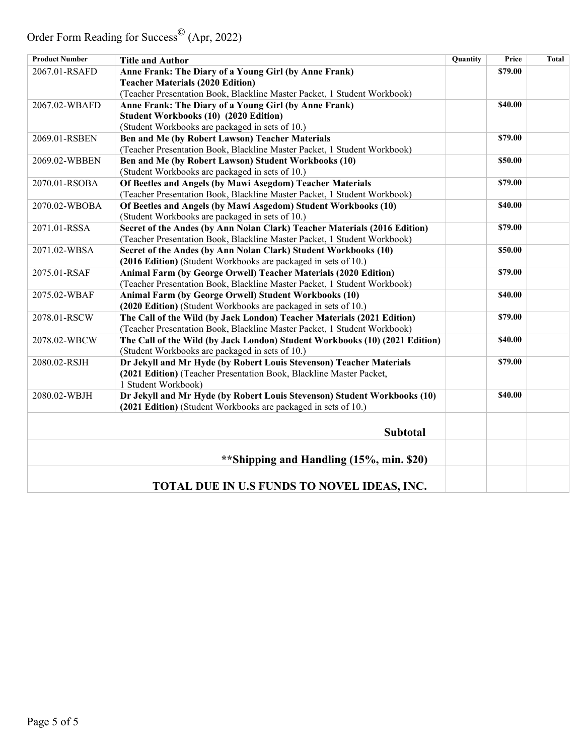Order Form Reading for Success© (Apr, 2022)

| Product Number | Title and Author | Quantity | Price | Total |
|---|---|---|---|---|
| 2067.01-RSAFD | **Anne Frank: The Diary of a Young Girl (by Anne Frank) Teacher Materials (2020 Edition)** (Teacher Presentation Book, Blackline Master Packet, 1 Student Workbook) | | **$79.00** | |
| 2067.02-WBAFD | **Anne Frank: The Diary of a Young Girl (by Anne Frank) Student Workbooks (10) (2020 Edition)** (Student Workbooks are packaged in sets of 10.) | | **$40.00** | |
| 2069.01-RSBEN | **Ben and Me (by Robert Lawson) Teacher Materials** (Teacher Presentation Book, Blackline Master Packet, 1 Student Workbook) | | **$79.00** | |
| 2069.02-WBBEN | **Ben and Me (by Robert Lawson) Student Workbooks (10)** (Student Workbooks are packaged in sets of 10.) | | **$50.00** | |
| 2070.01-RSOBA | **Of Beetles and Angels (by Mawi Asegdom) Teacher Materials** (Teacher Presentation Book, Blackline Master Packet, 1 Student Workbook) | | **$79.00** | |
| 2070.02-WBOBA | **Of Beetles and Angels (by Mawi Asgedom) Student Workbooks (10)** (Student Workbooks are packaged in sets of 10.) | | **$40.00** | |
| 2071.01-RSSA | **Secret of the Andes (by Ann Nolan Clark) Teacher Materials (2016 Edition)** (Teacher Presentation Book, Blackline Master Packet, 1 Student Workbook) | | **$79.00** | |
| 2071.02-WBSA | **Secret of the Andes (by Ann Nolan Clark) Student Workbooks (10) (2016 Edition)** (Student Workbooks are packaged in sets of 10.) | | **$50.00** | |
| 2075.01-RSAF | **Animal Farm (by George Orwell) Teacher Materials (2020 Edition)** (Teacher Presentation Book, Blackline Master Packet, 1 Student Workbook) | | **$79.00** | |
| 2075.02-WBAF | **Animal Farm (by George Orwell) Student Workbooks (10) (2020 Edition)** (Student Workbooks are packaged in sets of 10.) | | **$40.00** | |
| 2078.01-RSCW | **The Call of the Wild (by Jack London) Teacher Materials (2021 Edition)** (Teacher Presentation Book, Blackline Master Packet, 1 Student Workbook) | | **$79.00** | |
| 2078.02-WBCW | **The Call of the Wild (by Jack London) Student Workbooks (10) (2021 Edition)** (Student Workbooks are packaged in sets of 10.) | | **$40.00** | |
| 2080.02-RSJH | **Dr Jekyll and Mr Hyde (by Robert Louis Stevenson) Teacher Materials (2021 Edition)** (Teacher Presentation Book, Blackline Master Packet, 1 Student Workbook) | | **$79.00** | |
| 2080.02-WBJH | **Dr Jekyll and Mr Hyde (by Robert Louis Stevenson) Student Workbooks (10) (2021 Edition)** (Student Workbooks are packaged in sets of 10.) | | **$40.00** | |
| **Subtotal** | | | | |
| **\*\*Shipping and Handling (15%, min. $20)** | | | | |
| **TOTAL DUE IN U.S FUNDS TO NOVEL IDEAS, INC.** | | | | |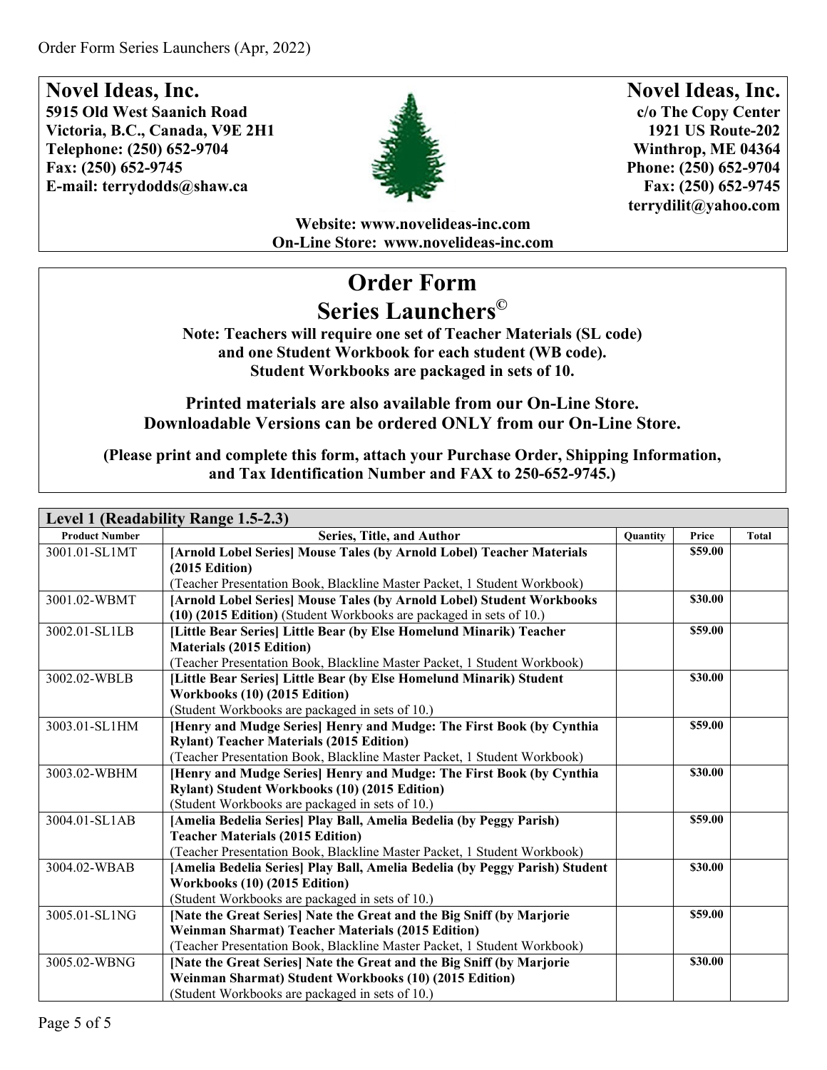**Novel Ideas, Inc.**
**5915 Old West Saanich Road**
**Victoria, B.C., Canada, V9E 2H1**
**Telephone: (250) 652-9704**
**Fax: (250) 652-9745**
**E-mail: terrydodds@shaw.ca**

**Novel Ideas, Inc.**
**c/o The Copy Center**
**1921 US Route-202**
**Winthrop, ME 04364**
**Phone: (250) 652-9704**
**Fax: (250) 652-9745**
**terrydilit@yahoo.com**

**Website: www.novelideas-inc.com**
**On-Line Store: www.novelideas-inc.com**

# Order Form
# Series Launchers©

**Note: Teachers will require one set of Teacher Materials (SL code) and one Student Workbook for each student (WB code). Student Workbooks are packaged in sets of 10.**

**Printed materials are also available from our On-Line Store. Downloadable Versions can be ordered ONLY from our On-Line Store.**

**(Please print and complete this form, attach your Purchase Order, Shipping Information, and Tax Identification Number and FAX to 250-652-9745.)**

| **Level 1 (Readability Range 1.5-2.3)** | | | | |
|---|---|---|---|---|
| **Product Number** | **Series, Title, and Author** | **Quantity** | **Price** | **Total** |
| 3001.01-SL1MT | **[Arnold Lobel Series] Mouse Tales (by Arnold Lobel) Teacher Materials (2015 Edition)** (Teacher Presentation Book, Blackline Master Packet, 1 Student Workbook) | | **$59.00** | |
| 3001.02-WBMT | **[Arnold Lobel Series] Mouse Tales (by Arnold Lobel) Student Workbooks (10) (2015 Edition)** (Student Workbooks are packaged in sets of 10.) | | **$30.00** | |
| 3002.01-SL1LB | **[Little Bear Series] Little Bear (by Else Homelund Minarik) Teacher Materials (2015 Edition)** (Teacher Presentation Book, Blackline Master Packet, 1 Student Workbook) | | **$59.00** | |
| 3002.02-WBLB | **[Little Bear Series] Little Bear (by Else Homelund Minarik) Student Workbooks (10) (2015 Edition)** (Student Workbooks are packaged in sets of 10.) | | **$30.00** | |
| 3003.01-SL1HM | **[Henry and Mudge Series] Henry and Mudge: The First Book (by Cynthia Rylant) Teacher Materials (2015 Edition)** (Teacher Presentation Book, Blackline Master Packet, 1 Student Workbook) | | **$59.00** | |
| 3003.02-WBHM | **[Henry and Mudge Series] Henry and Mudge: The First Book (by Cynthia Rylant) Student Workbooks (10) (2015 Edition)** (Student Workbooks are packaged in sets of 10.) | | **$30.00** | |
| 3004.01-SL1AB | **[Amelia Bedelia Series] Play Ball, Amelia Bedelia (by Peggy Parish) Teacher Materials (2015 Edition)** (Teacher Presentation Book, Blackline Master Packet, 1 Student Workbook) | | **$59.00** | |
| 3004.02-WBAB | **[Amelia Bedelia Series] Play Ball, Amelia Bedelia (by Peggy Parish) Student Workbooks (10) (2015 Edition)** (Student Workbooks are packaged in sets of 10.) | | **$30.00** | |
| 3005.01-SL1NG | **[Nate the Great Series] Nate the Great and the Big Sniff (by Marjorie Weinman Sharmat) Teacher Materials (2015 Edition)** (Teacher Presentation Book, Blackline Master Packet, 1 Student Workbook) | | **$59.00** | |
| 3005.02-WBNG | **[Nate the Great Series] Nate the Great and the Big Sniff (by Marjorie Weinman Sharmat) Student Workbooks (10) (2015 Edition)** (Student Workbooks are packaged in sets of 10.) | | **$30.00** | |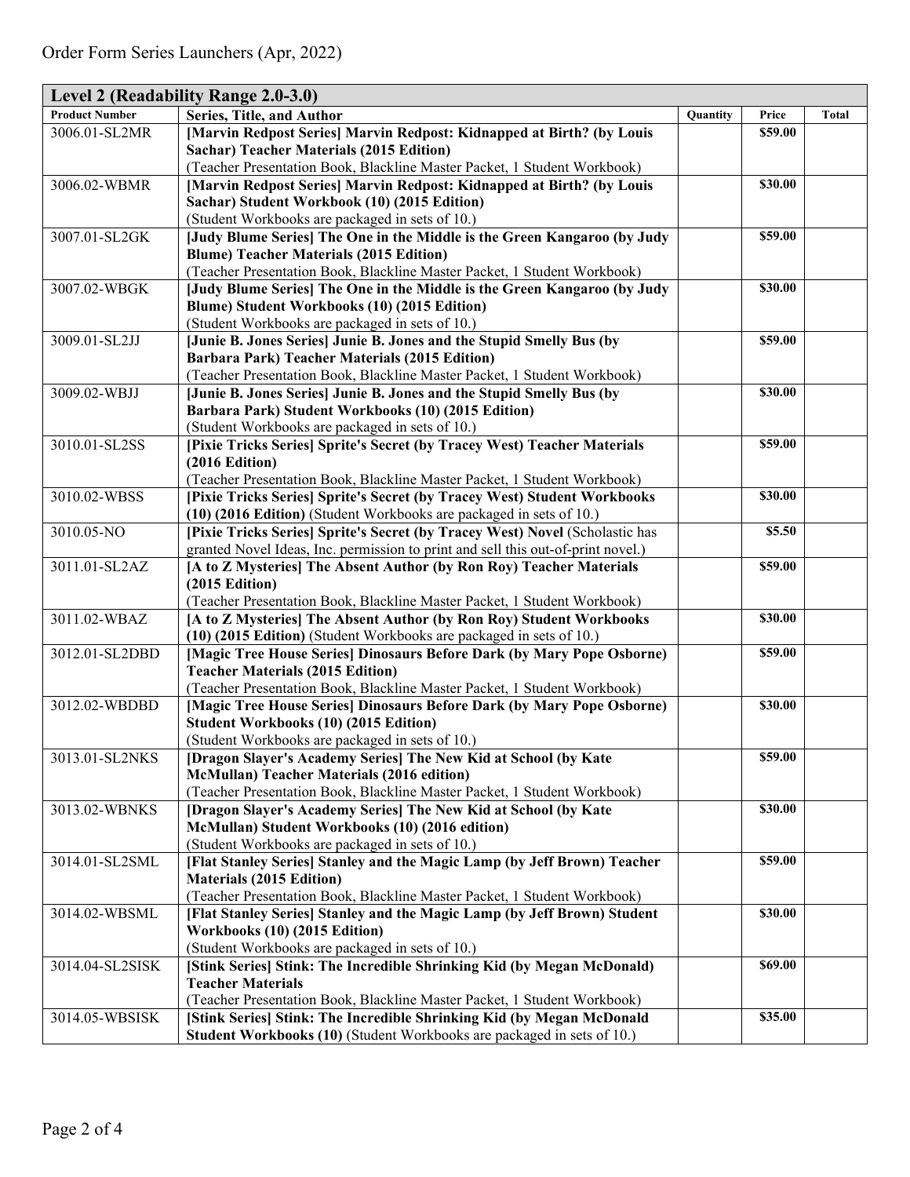Order Form Series Launchers (Apr, 2022)

| Level 2 (Readability Range 2.0-3.0) | | | | |
|---|---|---|---|---|
| **Product Number** | **Series, Title, and Author** | **Quantity** | **Price** | **Total** |
| 3006.01-SL2MR | **[Marvin Redpost Series] Marvin Redpost: Kidnapped at Birth? (by Louis Sachar) Teacher Materials (2015 Edition)** (Teacher Presentation Book, Blackline Master Packet, 1 Student Workbook) | | **$59.00** | |
| 3006.02-WBMR | **[Marvin Redpost Series] Marvin Redpost: Kidnapped at Birth? (by Louis Sachar) Student Workbook (10) (2015 Edition)** (Student Workbooks are packaged in sets of 10.) | | **$30.00** | |
| 3007.01-SL2GK | **[Judy Blume Series] The One in the Middle is the Green Kangaroo (by Judy Blume) Teacher Materials (2015 Edition)** (Teacher Presentation Book, Blackline Master Packet, 1 Student Workbook) | | **$59.00** | |
| 3007.02-WBGK | **[Judy Blume Series] The One in the Middle is the Green Kangaroo (by Judy Blume) Student Workbooks (10) (2015 Edition)** (Student Workbooks are packaged in sets of 10.) | | **$30.00** | |
| 3009.01-SL2JJ | **[Junie B. Jones Series] Junie B. Jones and the Stupid Smelly Bus (by Barbara Park) Teacher Materials (2015 Edition)** (Teacher Presentation Book, Blackline Master Packet, 1 Student Workbook) | | **$59.00** | |
| 3009.02-WBJJ | **[Junie B. Jones Series] Junie B. Jones and the Stupid Smelly Bus (by Barbara Park) Student Workbooks (10) (2015 Edition)** (Student Workbooks are packaged in sets of 10.) | | **$30.00** | |
| 3010.01-SL2SS | **[Pixie Tricks Series] Sprite's Secret (by Tracey West) Teacher Materials (2016 Edition)** (Teacher Presentation Book, Blackline Master Packet, 1 Student Workbook) | | **$59.00** | |
| 3010.02-WBSS | **[Pixie Tricks Series] Sprite's Secret (by Tracey West) Student Workbooks (10) (2016 Edition)** (Student Workbooks are packaged in sets of 10.) | | **$30.00** | |
| 3010.05-NO | **[Pixie Tricks Series] Sprite's Secret (by Tracey West) Novel** (Scholastic has granted Novel Ideas, Inc. permission to print and sell this out-of-print novel.) | | **$5.50** | |
| 3011.01-SL2AZ | **[A to Z Mysteries] The Absent Author (by Ron Roy) Teacher Materials (2015 Edition)** (Teacher Presentation Book, Blackline Master Packet, 1 Student Workbook) | | **$59.00** | |
| 3011.02-WBAZ | **[A to Z Mysteries] The Absent Author (by Ron Roy) Student Workbooks (10) (2015 Edition)** (Student Workbooks are packaged in sets of 10.) | | **$30.00** | |
| 3012.01-SL2DBD | **[Magic Tree House Series] Dinosaurs Before Dark (by Mary Pope Osborne) Teacher Materials (2015 Edition)** (Teacher Presentation Book, Blackline Master Packet, 1 Student Workbook) | | **$59.00** | |
| 3012.02-WBDBD | **[Magic Tree House Series] Dinosaurs Before Dark (by Mary Pope Osborne) Student Workbooks (10) (2015 Edition)** (Student Workbooks are packaged in sets of 10.) | | **$30.00** | |
| 3013.01-SL2NKS | **[Dragon Slayer's Academy Series] The New Kid at School (by Kate McMullan) Teacher Materials (2016 edition)** (Teacher Presentation Book, Blackline Master Packet, 1 Student Workbook) | | **$59.00** | |
| 3013.02-WBNKS | **[Dragon Slayer's Academy Series] The New Kid at School (by Kate McMullan) Student Workbooks (10) (2016 edition)** (Student Workbooks are packaged in sets of 10.) | | **$30.00** | |
| 3014.01-SL2SML | **[Flat Stanley Series] Stanley and the Magic Lamp (by Jeff Brown) Teacher Materials (2015 Edition)** (Teacher Presentation Book, Blackline Master Packet, 1 Student Workbook) | | **$59.00** | |
| 3014.02-WBSML | **[Flat Stanley Series] Stanley and the Magic Lamp (by Jeff Brown) Student Workbooks (10) (2015 Edition)** (Student Workbooks are packaged in sets of 10.) | | **$30.00** | |
| 3014.04-SL2SISK | **[Stink Series] Stink: The Incredible Shrinking Kid (by Megan McDonald) Teacher Materials** (Teacher Presentation Book, Blackline Master Packet, 1 Student Workbook) | | **$69.00** | |
| 3014.05-WBSISK | **[Stink Series] Stink: The Incredible Shrinking Kid (by Megan McDonald Student Workbooks (10)** (Student Workbooks are packaged in sets of 10.) | | **$35.00** | |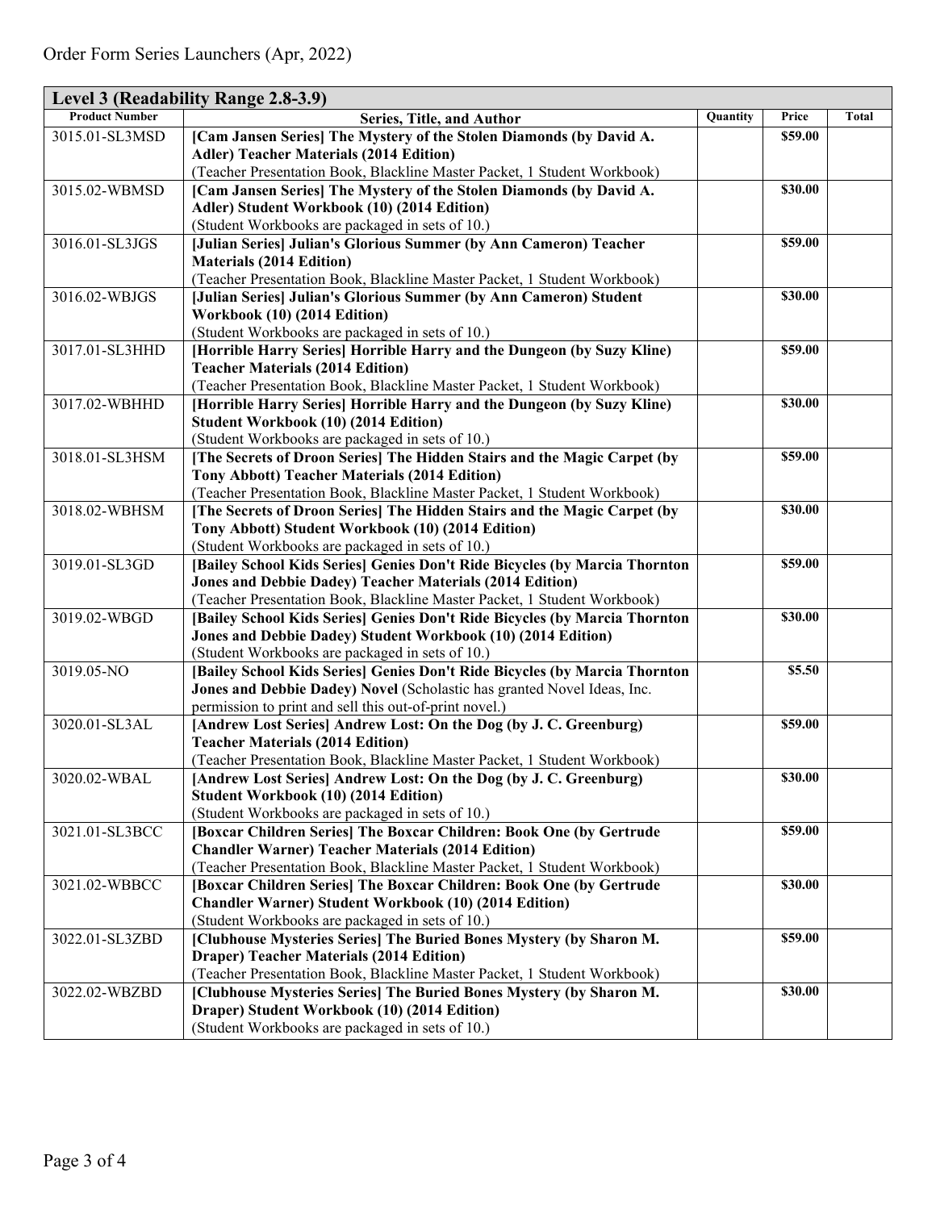Order Form Series Launchers (Apr, 2022)

| Level 3 (Readability Range 2.8-3.9) | | | | |
|---|---|---|---|---|
| **Product Number** | **Series, Title, and Author** | **Quantity** | **Price** | **Total** |
| 3015.01-SL3MSD | **[Cam Jansen Series] The Mystery of the Stolen Diamonds (by David A. Adler) Teacher Materials (2014 Edition)** (Teacher Presentation Book, Blackline Master Packet, 1 Student Workbook) | | **$59.00** | |
| 3015.02-WBMSD | **[Cam Jansen Series] The Mystery of the Stolen Diamonds (by David A. Adler) Student Workbook (10) (2014 Edition)** (Student Workbooks are packaged in sets of 10.) | | **$30.00** | |
| 3016.01-SL3JGS | **[Julian Series] Julian's Glorious Summer (by Ann Cameron) Teacher Materials (2014 Edition)** (Teacher Presentation Book, Blackline Master Packet, 1 Student Workbook) | | **$59.00** | |
| 3016.02-WBJGS | **[Julian Series] Julian's Glorious Summer (by Ann Cameron) Student Workbook (10) (2014 Edition)** (Student Workbooks are packaged in sets of 10.) | | **$30.00** | |
| 3017.01-SL3HHD | **[Horrible Harry Series] Horrible Harry and the Dungeon (by Suzy Kline) Teacher Materials (2014 Edition)** (Teacher Presentation Book, Blackline Master Packet, 1 Student Workbook) | | **$59.00** | |
| 3017.02-WBHHD | **[Horrible Harry Series] Horrible Harry and the Dungeon (by Suzy Kline) Student Workbook (10) (2014 Edition)** (Student Workbooks are packaged in sets of 10.) | | **$30.00** | |
| 3018.01-SL3HSM | **[The Secrets of Droon Series] The Hidden Stairs and the Magic Carpet (by Tony Abbott) Teacher Materials (2014 Edition)** (Teacher Presentation Book, Blackline Master Packet, 1 Student Workbook) | | **$59.00** | |
| 3018.02-WBHSM | **[The Secrets of Droon Series] The Hidden Stairs and the Magic Carpet (by Tony Abbott) Student Workbook (10) (2014 Edition)** (Student Workbooks are packaged in sets of 10.) | | **$30.00** | |
| 3019.01-SL3GD | **[Bailey School Kids Series] Genies Don't Ride Bicycles (by Marcia Thornton Jones and Debbie Dadey) Teacher Materials (2014 Edition)** (Teacher Presentation Book, Blackline Master Packet, 1 Student Workbook) | | **$59.00** | |
| 3019.02-WBGD | **[Bailey School Kids Series] Genies Don't Ride Bicycles (by Marcia Thornton Jones and Debbie Dadey) Student Workbook (10) (2014 Edition)** (Student Workbooks are packaged in sets of 10.) | | **$30.00** | |
| 3019.05-NO | **[Bailey School Kids Series] Genies Don't Ride Bicycles (by Marcia Thornton Jones and Debbie Dadey) Novel** (Scholastic has granted Novel Ideas, Inc. permission to print and sell this out-of-print novel.) | | **$5.50** | |
| 3020.01-SL3AL | **[Andrew Lost Series] Andrew Lost: On the Dog (by J. C. Greenburg) Teacher Materials (2014 Edition)** (Teacher Presentation Book, Blackline Master Packet, 1 Student Workbook) | | **$59.00** | |
| 3020.02-WBAL | **[Andrew Lost Series] Andrew Lost: On the Dog (by J. C. Greenburg) Student Workbook (10) (2014 Edition)** (Student Workbooks are packaged in sets of 10.) | | **$30.00** | |
| 3021.01-SL3BCC | **[Boxcar Children Series] The Boxcar Children: Book One (by Gertrude Chandler Warner) Teacher Materials (2014 Edition)** (Teacher Presentation Book, Blackline Master Packet, 1 Student Workbook) | | **$59.00** | |
| 3021.02-WBBCC | **[Boxcar Children Series] The Boxcar Children: Book One (by Gertrude Chandler Warner) Student Workbook (10) (2014 Edition)** (Student Workbooks are packaged in sets of 10.) | | **$30.00** | |
| 3022.01-SL3ZBD | **[Clubhouse Mysteries Series] The Buried Bones Mystery (by Sharon M. Draper) Teacher Materials (2014 Edition)** (Teacher Presentation Book, Blackline Master Packet, 1 Student Workbook) | | **$59.00** | |
| 3022.02-WBZBD | **[Clubhouse Mysteries Series] The Buried Bones Mystery (by Sharon M. Draper) Student Workbook (10) (2014 Edition)** (Student Workbooks are packaged in sets of 10.) | | **$30.00** | |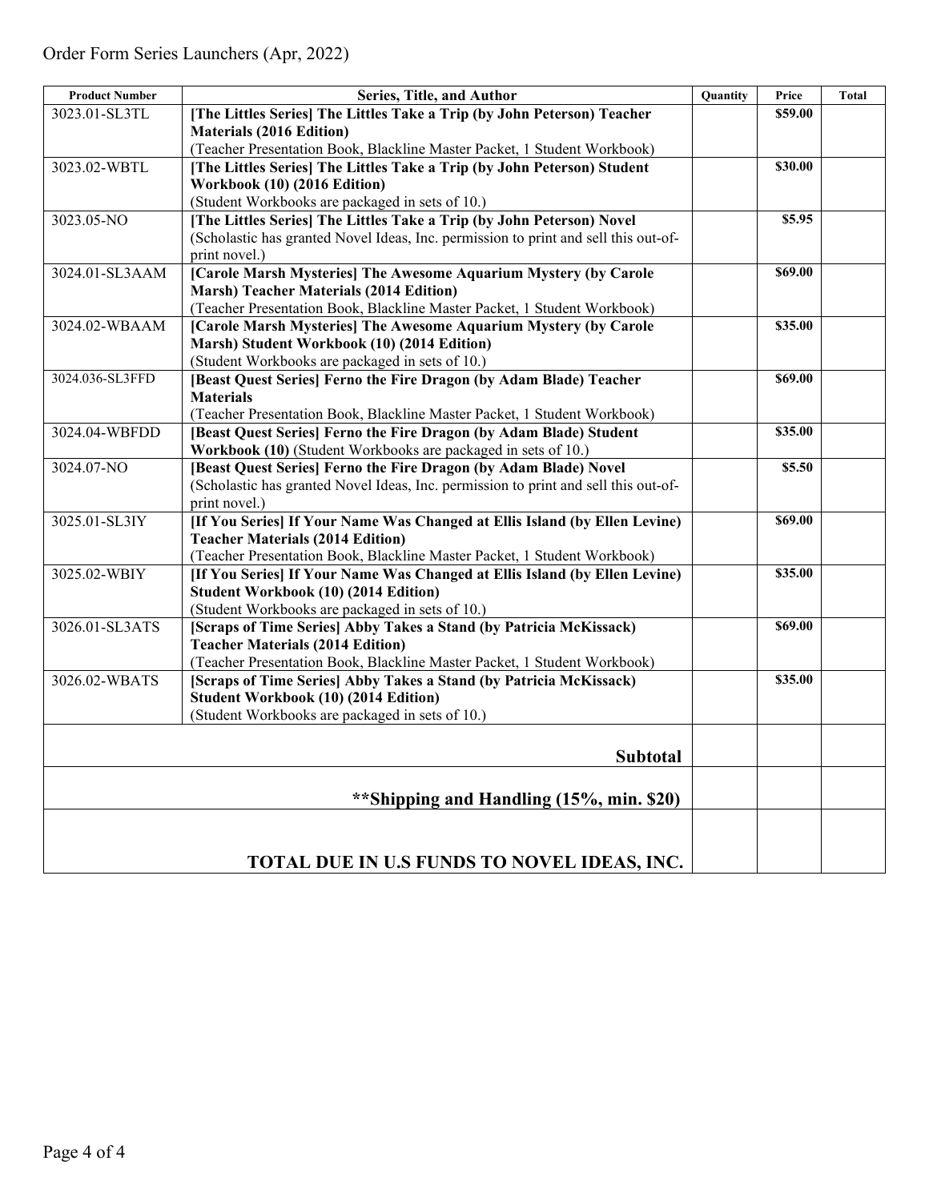Order Form Series Launchers (Apr, 2022)

| Product Number | Series, Title, and Author | Quantity | Price | Total |
|---|---|---|---|---|
| 3023.01-SL3TL | **[The Littles Series] The Littles Take a Trip (by John Peterson) Teacher Materials (2016 Edition)** (Teacher Presentation Book, Blackline Master Packet, 1 Student Workbook) | | **$59.00** | |
| 3023.02-WBTL | **[The Littles Series] The Littles Take a Trip (by John Peterson) Student Workbook (10) (2016 Edition)** (Student Workbooks are packaged in sets of 10.) | | **$30.00** | |
| 3023.05-NO | **[The Littles Series] The Littles Take a Trip (by John Peterson) Novel** (Scholastic has granted Novel Ideas, Inc. permission to print and sell this out-of-print novel.) | | **$5.95** | |
| 3024.01-SL3AAM | **[Carole Marsh Mysteries] The Awesome Aquarium Mystery (by Carole Marsh) Teacher Materials (2014 Edition)** (Teacher Presentation Book, Blackline Master Packet, 1 Student Workbook) | | **$69.00** | |
| 3024.02-WBAAM | **[Carole Marsh Mysteries] The Awesome Aquarium Mystery (by Carole Marsh) Student Workbook (10) (2014 Edition)** (Student Workbooks are packaged in sets of 10.) | | **$35.00** | |
| 3024.036-SL3FFD | **[Beast Quest Series] Ferno the Fire Dragon (by Adam Blade) Teacher Materials** (Teacher Presentation Book, Blackline Master Packet, 1 Student Workbook) | | **$69.00** | |
| 3024.04-WBFDD | **[Beast Quest Series] Ferno the Fire Dragon (by Adam Blade) Student Workbook (10)** (Student Workbooks are packaged in sets of 10.) | | **$35.00** | |
| 3024.07-NO | **[Beast Quest Series] Ferno the Fire Dragon (by Adam Blade) Novel** (Scholastic has granted Novel Ideas, Inc. permission to print and sell this out-of-print novel.) | | **$5.50** | |
| 3025.01-SL3IY | **[If You Series] If Your Name Was Changed at Ellis Island (by Ellen Levine) Teacher Materials (2014 Edition)** (Teacher Presentation Book, Blackline Master Packet, 1 Student Workbook) | | **$69.00** | |
| 3025.02-WBIY | **[If You Series] If Your Name Was Changed at Ellis Island (by Ellen Levine) Student Workbook (10) (2014 Edition)** (Student Workbooks are packaged in sets of 10.) | | **$35.00** | |
| 3026.01-SL3ATS | **[Scraps of Time Series] Abby Takes a Stand (by Patricia McKissack) Teacher Materials (2014 Edition)** (Teacher Presentation Book, Blackline Master Packet, 1 Student Workbook) | | **$69.00** | |
| 3026.02-WBATS | **[Scraps of Time Series] Abby Takes a Stand (by Patricia McKissack) Student Workbook (10) (2014 Edition)** (Student Workbooks are packaged in sets of 10.) | | **$35.00** | |
| | **Subtotal** | | | |
| | **\*\*Shipping and Handling (15%, min. $20)** | | | |
| | **TOTAL DUE IN U.S FUNDS TO NOVEL IDEAS, INC.** | | | |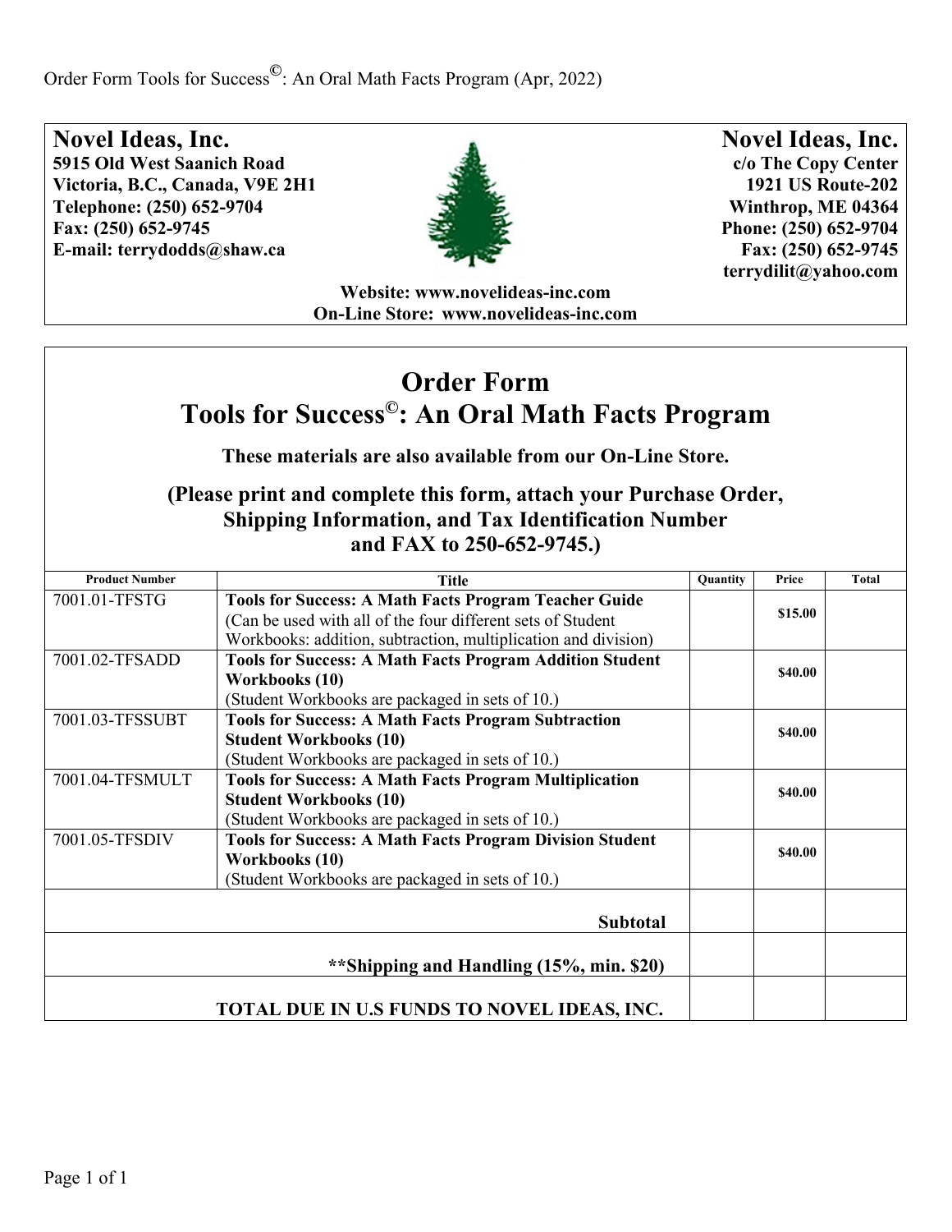Order Form Tools for Success©: An Oral Math Facts Program (Apr, 2022)

**Novel Ideas, Inc.**
**5915 Old West Saanich Road**
**Victoria, B.C., Canada, V9E 2H1**
**Telephone: (250) 652-9704**
**Fax: (250) 652-9745**
**E-mail: terrydodds@shaw.ca**

**Novel Ideas, Inc.**
**c/o The Copy Center**
**1921 US Route-202**
**Winthrop, ME 04364**
**Phone: (250) 652-9704**
**Fax: (250) 652-9745**
**terrydilit@yahoo.com**

**Website: www.novelideas-inc.com**
**On-Line Store: www.novelideas-inc.com**

# Order Form
# Tools for Success©: An Oral Math Facts Program

**These materials are also available from our On-Line Store.**

### (Please print and complete this form, attach your Purchase Order, Shipping Information, and Tax Identification Number and FAX to 250-652-9745.)

| Product Number | Title | Quantity | Price | Total |
|---|---|---|---|---|
| 7001.01-TFSTG | **Tools for Success: A Math Facts Program Teacher Guide** (Can be used with all of the four different sets of Student Workbooks: addition, subtraction, multiplication and division) | | **$15.00** | |
| 7001.02-TFSADD | **Tools for Success: A Math Facts Program Addition Student Workbooks (10)** (Student Workbooks are packaged in sets of 10.) | | **$40.00** | |
| 7001.03-TFSSUBT | **Tools for Success: A Math Facts Program Subtraction Student Workbooks (10)** (Student Workbooks are packaged in sets of 10.) | | **$40.00** | |
| 7001.04-TFSMULT | **Tools for Success: A Math Facts Program Multiplication Student Workbooks (10)** (Student Workbooks are packaged in sets of 10.) | | **$40.00** | |
| 7001.05-TFSDIV | **Tools for Success: A Math Facts Program Division Student Workbooks (10)** (Student Workbooks are packaged in sets of 10.) | | **$40.00** | |
| | **Subtotal** | | | |
| | **\*\*Shipping and Handling (15%, min. $20)** | | | |
| | **TOTAL DUE IN U.S FUNDS TO NOVEL IDEAS, INC.** | | | |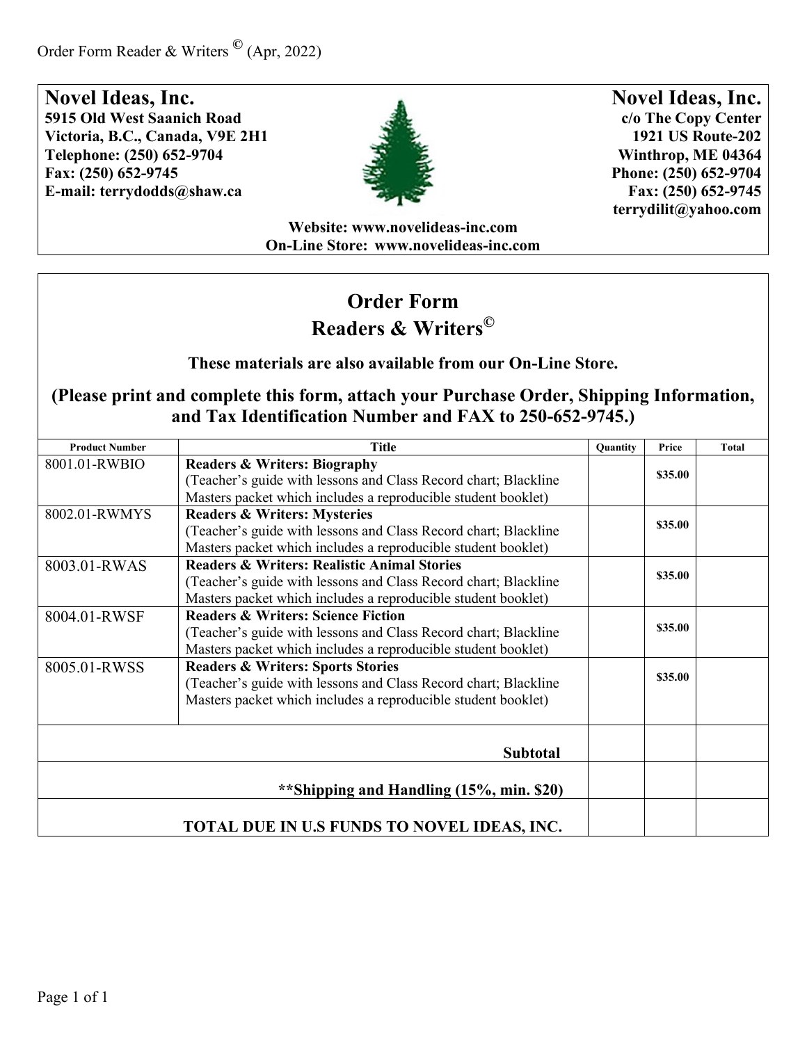**Novel Ideas, Inc.**
**5915 Old West Saanich Road**
**Victoria, B.C., Canada, V9E 2H1**
**Telephone: (250) 652-9704**
**Fax: (250) 652-9745**
**E-mail: terrydodds@shaw.ca**

**Novel Ideas, Inc.**
**c/o The Copy Center**
**1921 US Route-202**
**Winthrop, ME 04364**
**Phone: (250) 652-9704**
**Fax: (250) 652-9745**
**terrydilit@yahoo.com**

**Website: www.novelideas-inc.com**
**On-Line Store: www.novelideas-inc.com**

# Order Form
# Readers & Writers©

**These materials are also available from our On-Line Store.**

**(Please print and complete this form, attach your Purchase Order, Shipping Information, and Tax Identification Number and FAX to 250-652-9745.)**

| Product Number | Title | Quantity | Price | Total |
|---|---|---|---|---|
| 8001.01-RWBIO | **Readers & Writers: Biography** (Teacher's guide with lessons and Class Record chart; Blackline Masters packet which includes a reproducible student booklet) | | **$35.00** | |
| 8002.01-RWMYS | **Readers & Writers: Mysteries** (Teacher's guide with lessons and Class Record chart; Blackline Masters packet which includes a reproducible student booklet) | | **$35.00** | |
| 8003.01-RWAS | **Readers & Writers: Realistic Animal Stories** (Teacher's guide with lessons and Class Record chart; Blackline Masters packet which includes a reproducible student booklet) | | **$35.00** | |
| 8004.01-RWSF | **Readers & Writers: Science Fiction** (Teacher's guide with lessons and Class Record chart; Blackline Masters packet which includes a reproducible student booklet) | | **$35.00** | |
| 8005.01-RWSS | **Readers & Writers: Sports Stories** (Teacher's guide with lessons and Class Record chart; Blackline Masters packet which includes a reproducible student booklet) | | **$35.00** | |
| | **Subtotal** | | | |
| | **Shipping and Handling (15%, min. $20) | | | |
| | **TOTAL DUE IN U.S FUNDS TO NOVEL IDEAS, INC.** | | | |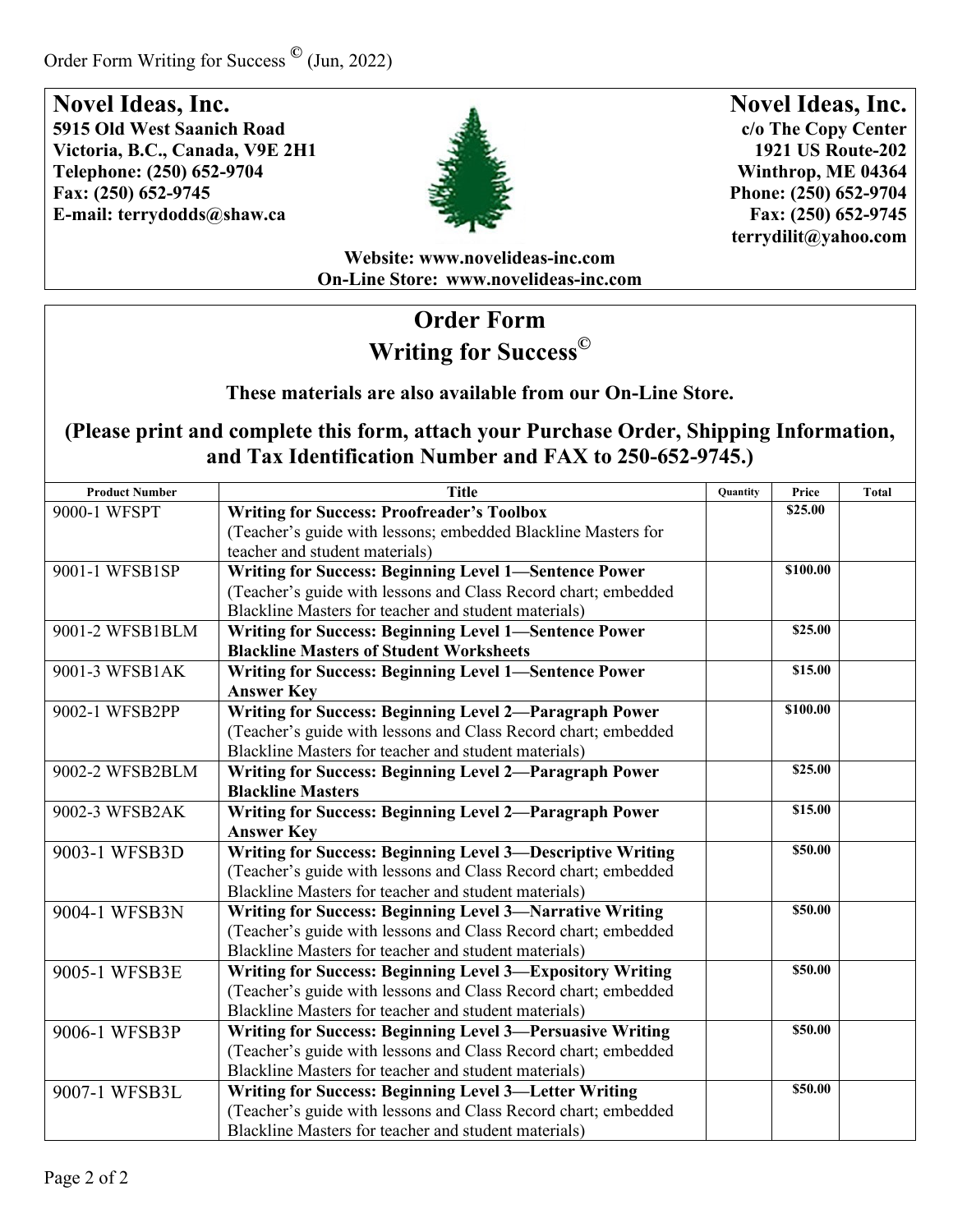Order Form Writing for Success © (Jun, 2022)

**Novel Ideas, Inc.**
**5915 Old West Saanich Road**
**Victoria, B.C., Canada, V9E 2H1**
**Telephone: (250) 652-9704**
**Fax: (250) 652-9745**
**E-mail: terrydodds@shaw.ca**

**Novel Ideas, Inc.**
**c/o The Copy Center**
**1921 US Route-202**
**Winthrop, ME 04364**
**Phone: (250) 652-9704**
**Fax: (250) 652-9745**
**terrydilit@yahoo.com**

**Website: www.novelideas-inc.com**
**On-Line Store: www.novelideas-inc.com**

# Order Form
# Writing for Success©

**These materials are also available from our On-Line Store.**

**(Please print and complete this form, attach your Purchase Order, Shipping Information, and Tax Identification Number and FAX to 250-652-9745.)**

| Product Number | Title | Quantity | Price | Total |
|---|---|---|---|---|
| 9000-1 WFSPT | **Writing for Success: Proofreader's Toolbox** (Teacher's guide with lessons; embedded Blackline Masters for teacher and student materials) | | **$25.00** | |
| 9001-1 WFSB1SP | **Writing for Success: Beginning Level 1—Sentence Power** (Teacher's guide with lessons and Class Record chart; embedded Blackline Masters for teacher and student materials) | | **$100.00** | |
| 9001-2 WFSB1BLM | **Writing for Success: Beginning Level 1—Sentence Power Blackline Masters of Student Worksheets** | | **$25.00** | |
| 9001-3 WFSB1AK | **Writing for Success: Beginning Level 1—Sentence Power Answer Key** | | **$15.00** | |
| 9002-1 WFSB2PP | **Writing for Success: Beginning Level 2—Paragraph Power** (Teacher's guide with lessons and Class Record chart; embedded Blackline Masters for teacher and student materials) | | **$100.00** | |
| 9002-2 WFSB2BLM | **Writing for Success: Beginning Level 2—Paragraph Power Blackline Masters** | | **$25.00** | |
| 9002-3 WFSB2AK | **Writing for Success: Beginning Level 2—Paragraph Power Answer Key** | | **$15.00** | |
| 9003-1 WFSB3D | **Writing for Success: Beginning Level 3—Descriptive Writing** (Teacher's guide with lessons and Class Record chart; embedded Blackline Masters for teacher and student materials) | | **$50.00** | |
| 9004-1 WFSB3N | **Writing for Success: Beginning Level 3—Narrative Writing** (Teacher's guide with lessons and Class Record chart; embedded Blackline Masters for teacher and student materials) | | **$50.00** | |
| 9005-1 WFSB3E | **Writing for Success: Beginning Level 3—Expository Writing** (Teacher's guide with lessons and Class Record chart; embedded Blackline Masters for teacher and student materials) | | **$50.00** | |
| 9006-1 WFSB3P | **Writing for Success: Beginning Level 3—Persuasive Writing** (Teacher's guide with lessons and Class Record chart; embedded Blackline Masters for teacher and student materials) | | **$50.00** | |
| 9007-1 WFSB3L | **Writing for Success: Beginning Level 3—Letter Writing** (Teacher's guide with lessons and Class Record chart; embedded Blackline Masters for teacher and student materials) | | **$50.00** | |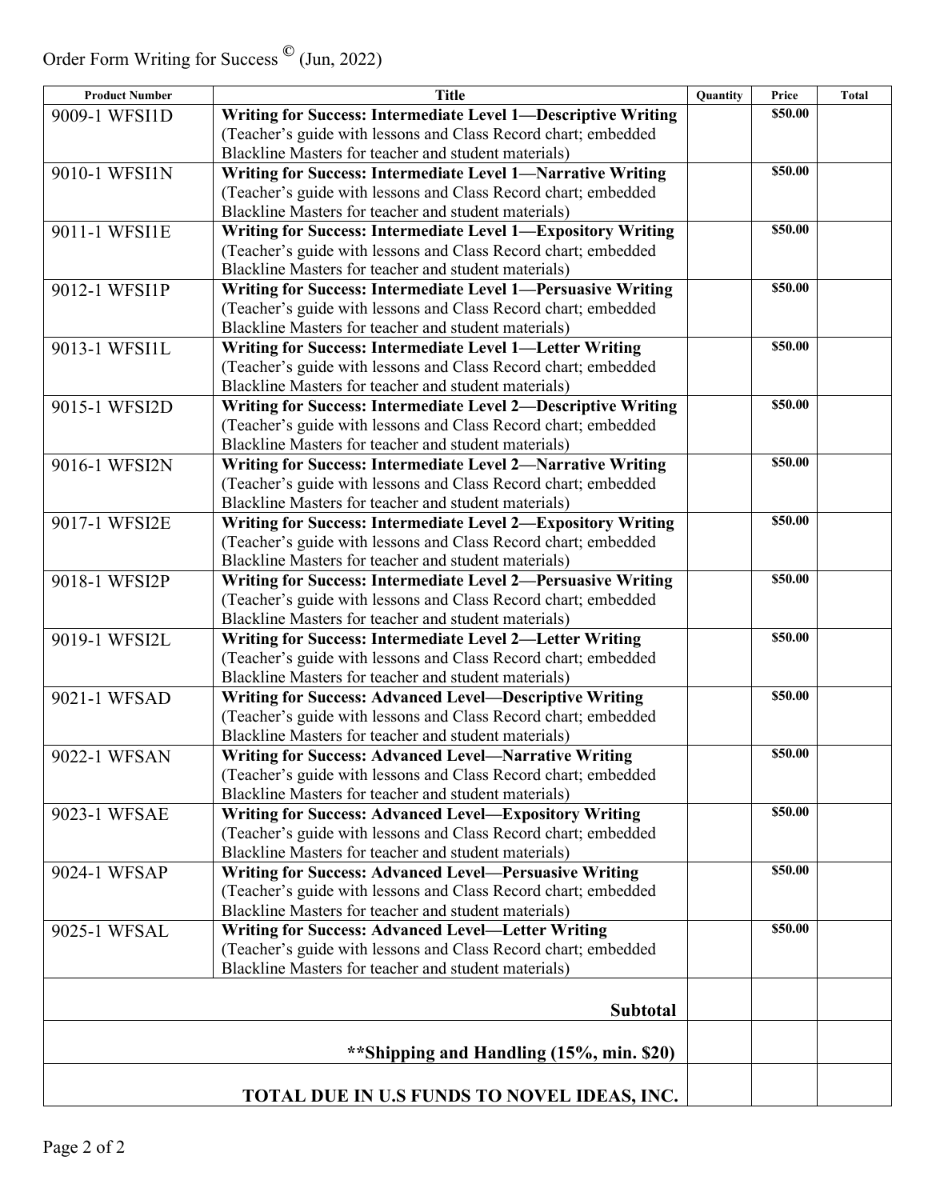Order Form Writing for Success © (Jun, 2022)

| Product Number | Title | Quantity | Price | Total |
|---|---|---|---|---|
| 9009-1 WFSI1D | **Writing for Success: Intermediate Level 1—Descriptive Writing** (Teacher's guide with lessons and Class Record chart; embedded Blackline Masters for teacher and student materials) | | $50.00 | |
| 9010-1 WFSI1N | **Writing for Success: Intermediate Level 1—Narrative Writing** (Teacher's guide with lessons and Class Record chart; embedded Blackline Masters for teacher and student materials) | | $50.00 | |
| 9011-1 WFSI1E | **Writing for Success: Intermediate Level 1—Expository Writing** (Teacher's guide with lessons and Class Record chart; embedded Blackline Masters for teacher and student materials) | | $50.00 | |
| 9012-1 WFSI1P | **Writing for Success: Intermediate Level 1—Persuasive Writing** (Teacher's guide with lessons and Class Record chart; embedded Blackline Masters for teacher and student materials) | | $50.00 | |
| 9013-1 WFSI1L | **Writing for Success: Intermediate Level 1—Letter Writing** (Teacher's guide with lessons and Class Record chart; embedded Blackline Masters for teacher and student materials) | | $50.00 | |
| 9015-1 WFSI2D | **Writing for Success: Intermediate Level 2—Descriptive Writing** (Teacher's guide with lessons and Class Record chart; embedded Blackline Masters for teacher and student materials) | | $50.00 | |
| 9016-1 WFSI2N | **Writing for Success: Intermediate Level 2—Narrative Writing** (Teacher's guide with lessons and Class Record chart; embedded Blackline Masters for teacher and student materials) | | $50.00 | |
| 9017-1 WFSI2E | **Writing for Success: Intermediate Level 2—Expository Writing** (Teacher's guide with lessons and Class Record chart; embedded Blackline Masters for teacher and student materials) | | $50.00 | |
| 9018-1 WFSI2P | **Writing for Success: Intermediate Level 2—Persuasive Writing** (Teacher's guide with lessons and Class Record chart; embedded Blackline Masters for teacher and student materials) | | $50.00 | |
| 9019-1 WFSI2L | **Writing for Success: Intermediate Level 2—Letter Writing** (Teacher's guide with lessons and Class Record chart; embedded Blackline Masters for teacher and student materials) | | $50.00 | |
| 9021-1 WFSAD | **Writing for Success: Advanced Level—Descriptive Writing** (Teacher's guide with lessons and Class Record chart; embedded Blackline Masters for teacher and student materials) | | $50.00 | |
| 9022-1 WFSAN | **Writing for Success: Advanced Level—Narrative Writing** (Teacher's guide with lessons and Class Record chart; embedded Blackline Masters for teacher and student materials) | | $50.00 | |
| 9023-1 WFSAE | **Writing for Success: Advanced Level—Expository Writing** (Teacher's guide with lessons and Class Record chart; embedded Blackline Masters for teacher and student materials) | | $50.00 | |
| 9024-1 WFSAP | **Writing for Success: Advanced Level—Persuasive Writing** (Teacher's guide with lessons and Class Record chart; embedded Blackline Masters for teacher and student materials) | | $50.00 | |
| 9025-1 WFSAL | **Writing for Success: Advanced Level—Letter Writing** (Teacher's guide with lessons and Class Record chart; embedded Blackline Masters for teacher and student materials) | | $50.00 | |
| | **Subtotal** | | | |
| | **\*\*Shipping and Handling (15%, min. $20)** | | | |
| | **TOTAL DUE IN U.S FUNDS TO NOVEL IDEAS, INC.** | | | |